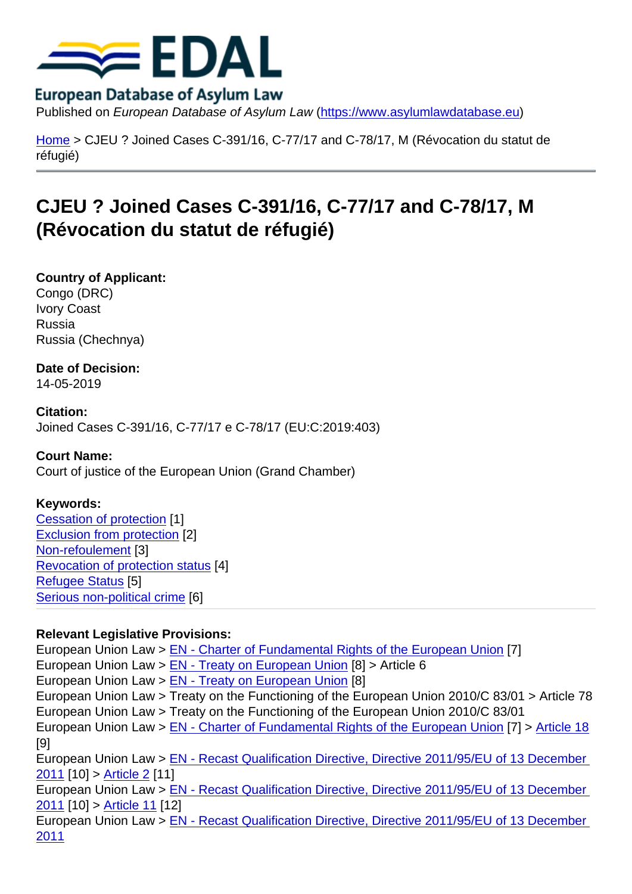Published on *European Database of Asylum Law* (https://www.asylumlawdatabase.eu)

Home > CJEU ? Joined Cases C-391/16, C-77/17 and C-78/17, M (Révocation du statut de réfugié)

# CJEU ? Joined Cases C-391/16, C-77/17 and C-78/17, M (Révocation du statut de réfugié)

**Country of Applicant:**
Congo (DRC)
Ivory Coast
Russia
Russia (Chechnya)

**Date of Decision:**
14-05-2019

**Citation:**
Joined Cases C-391/16, C-77/17 e C-78/17 (EU:C:2019:403)

**Court Name:**
Court of justice of the European Union (Grand Chamber)

**Keywords:**
Cessation of protection [1]
Exclusion from protection [2]
Non-refoulement [3]
Revocation of protection status [4]
Refugee Status [5]
Serious non-political crime [6]

**Relevant Legislative Provisions:**
European Union Law > EN - Charter of Fundamental Rights of the European Union [7]
European Union Law > EN - Treaty on European Union [8] > Article 6
European Union Law > EN - Treaty on European Union [8]
European Union Law > Treaty on the Functioning of the European Union 2010/C 83/01 > Article 78
European Union Law > Treaty on the Functioning of the European Union 2010/C 83/01
European Union Law > EN - Charter of Fundamental Rights of the European Union [7] > Article 18 [9]
European Union Law > EN - Recast Qualification Directive, Directive 2011/95/EU of 13 December 2011 [10] > Article 2 [11]
European Union Law > EN - Recast Qualification Directive, Directive 2011/95/EU of 13 December 2011 [10] > Article 11 [12]
European Union Law > EN - Recast Qualification Directive, Directive 2011/95/EU of 13 December 2011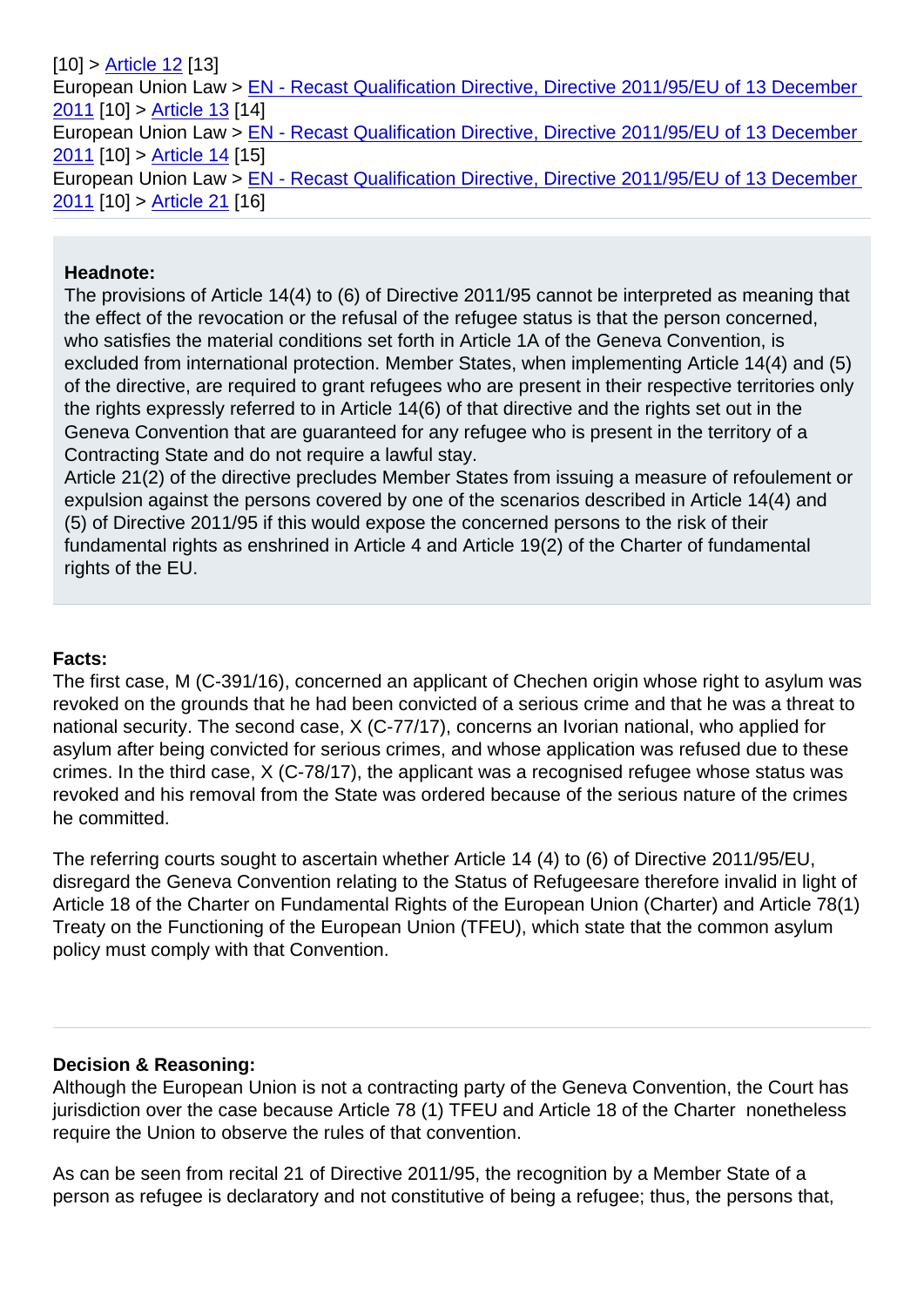[10] > Article 12 [13]
European Union Law > EN - Recast Qualification Directive, Directive 2011/95/EU of 13 December 2011 [10] > Article 13 [14]
European Union Law > EN - Recast Qualification Directive, Directive 2011/95/EU of 13 December 2011 [10] > Article 14 [15]
European Union Law > EN - Recast Qualification Directive, Directive 2011/95/EU of 13 December 2011 [10] > Article 21 [16]

**Headnote:**

The provisions of Article 14(4) to (6) of Directive 2011/95 cannot be interpreted as meaning that the effect of the revocation or the refusal of the refugee status is that the person concerned, who satisfies the material conditions set forth in Article 1A of the Geneva Convention, is excluded from international protection. Member States, when implementing Article 14(4) and (5) of the directive, are required to grant refugees who are present in their respective territories only the rights expressly referred to in Article 14(6) of that directive and the rights set out in the Geneva Convention that are guaranteed for any refugee who is present in the territory of a Contracting State and do not require a lawful stay.

Article 21(2) of the directive precludes Member States from issuing a measure of refoulement or expulsion against the persons covered by one of the scenarios described in Article 14(4) and (5) of Directive 2011/95 if this would expose the concerned persons to the risk of their fundamental rights as enshrined in Article 4 and Article 19(2) of the Charter of fundamental rights of the EU.

**Facts:**

The first case, M (C-391/16), concerned an applicant of Chechen origin whose right to asylum was revoked on the grounds that he had been convicted of a serious crime and that he was a threat to national security. The second case, X (C-77/17), concerns an Ivorian national, who applied for asylum after being convicted for serious crimes, and whose application was refused due to these crimes. In the third case, X (C-78/17), the applicant was a recognised refugee whose status was revoked and his removal from the State was ordered because of the serious nature of the crimes he committed.

The referring courts sought to ascertain whether Article 14 (4) to (6) of Directive 2011/95/EU, disregard the Geneva Convention relating to the Status of Refugeesare therefore invalid in light of Article 18 of the Charter on Fundamental Rights of the European Union (Charter) and Article 78(1) Treaty on the Functioning of the European Union (TFEU), which state that the common asylum policy must comply with that Convention.

**Decision & Reasoning:**

Although the European Union is not a contracting party of the Geneva Convention, the Court has jurisdiction over the case because Article 78 (1) TFEU and Article 18 of the Charter nonetheless require the Union to observe the rules of that convention.

As can be seen from recital 21 of Directive 2011/95, the recognition by a Member State of a person as refugee is declaratory and not constitutive of being a refugee; thus, the persons that,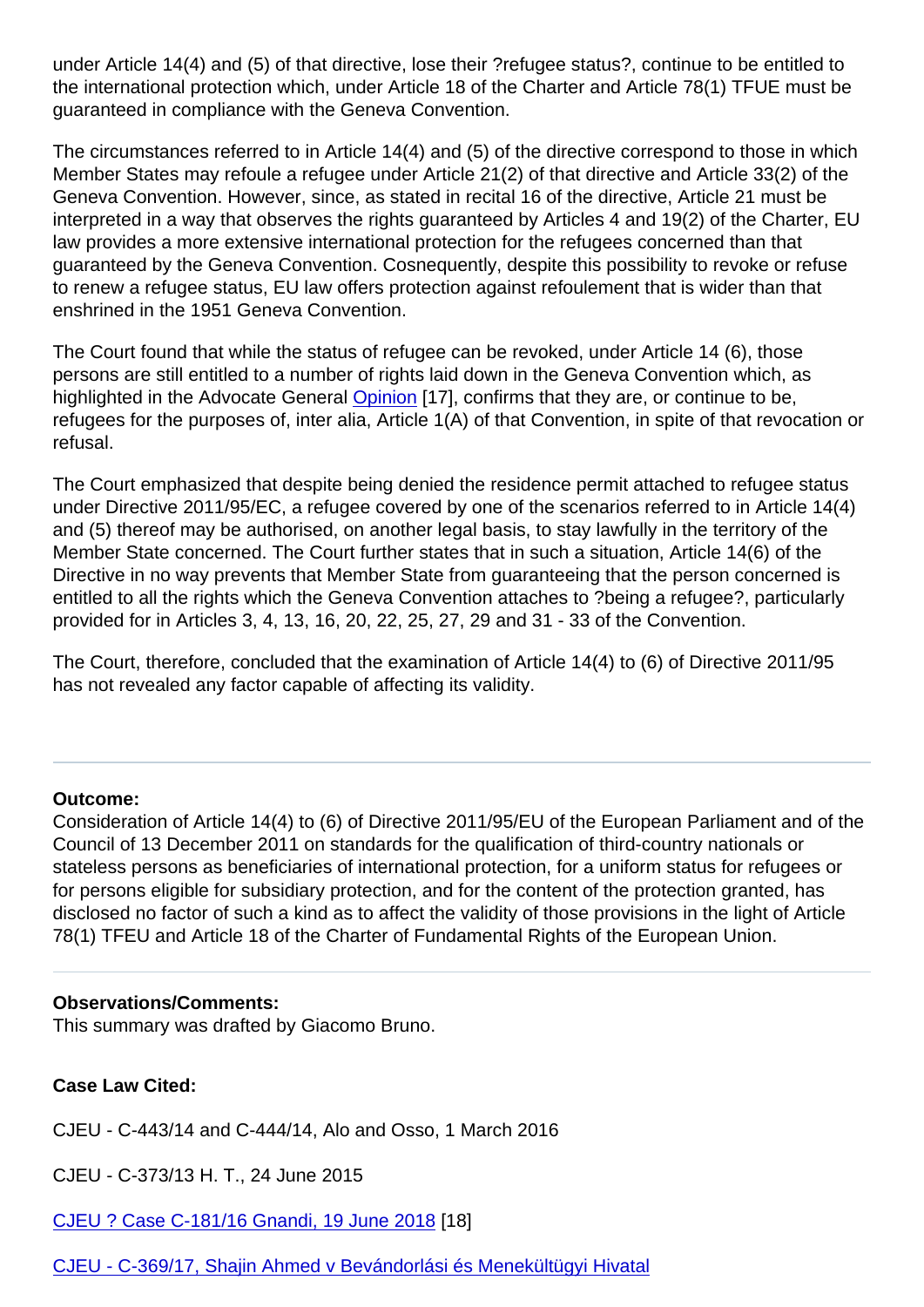under Article 14(4) and (5) of that directive, lose their ?refugee status?, continue to be entitled to the international protection which, under Article 18 of the Charter and Article 78(1) TFUE must be guaranteed in compliance with the Geneva Convention.

The circumstances referred to in Article 14(4) and (5) of the directive correspond to those in which Member States may refoule a refugee under Article 21(2) of that directive and Article 33(2) of the Geneva Convention. However, since, as stated in recital 16 of the directive, Article 21 must be interpreted in a way that observes the rights guaranteed by Articles 4 and 19(2) of the Charter, EU law provides a more extensive international protection for the refugees concerned than that guaranteed by the Geneva Convention. Cosnequently, despite this possibility to revoke or refuse to renew a refugee status, EU law offers protection against refoulement that is wider than that enshrined in the 1951 Geneva Convention.

The Court found that while the status of refugee can be revoked, under Article 14 (6), those persons are still entitled to a number of rights laid down in the Geneva Convention which, as highlighted in the Advocate General [Opinion] [17], confirms that they are, or continue to be, refugees for the purposes of, inter alia, Article 1(A) of that Convention, in spite of that revocation or refusal.

The Court emphasized that despite being denied the residence permit attached to refugee status under Directive 2011/95/EC, a refugee covered by one of the scenarios referred to in Article 14(4) and (5) thereof may be authorised, on another legal basis, to stay lawfully in the territory of the Member State concerned. The Court further states that in such a situation, Article 14(6) of the Directive in no way prevents that Member State from guaranteeing that the person concerned is entitled to all the rights which the Geneva Convention attaches to ?being a refugee?, particularly provided for in Articles 3, 4, 13, 16, 20, 22, 25, 27, 29 and 31 - 33 of the Convention.

The Court, therefore, concluded that the examination of Article 14(4) to (6) of Directive 2011/95 has not revealed any factor capable of affecting its validity.

---

**Outcome:**
Consideration of Article 14(4) to (6) of Directive 2011/95/EU of the European Parliament and of the Council of 13 December 2011 on standards for the qualification of third-country nationals or stateless persons as beneficiaries of international protection, for a uniform status for refugees or for persons eligible for subsidiary protection, and for the content of the protection granted, has disclosed no factor of such a kind as to affect the validity of those provisions in the light of Article 78(1) TFEU and Article 18 of the Charter of Fundamental Rights of the European Union.

---

**Observations/Comments:**
This summary was drafted by Giacomo Bruno.

**Case Law Cited:**

CJEU - C-443/14 and C-444/14, Alo and Osso, 1 March 2016

CJEU - C-373/13 H. T., 24 June 2015

CJEU ? Case C-181/16 Gnandi, 19 June 2018 [18]

CJEU - C-369/17, Shajin Ahmed v Bevándorlási és Menekültügyi Hivatal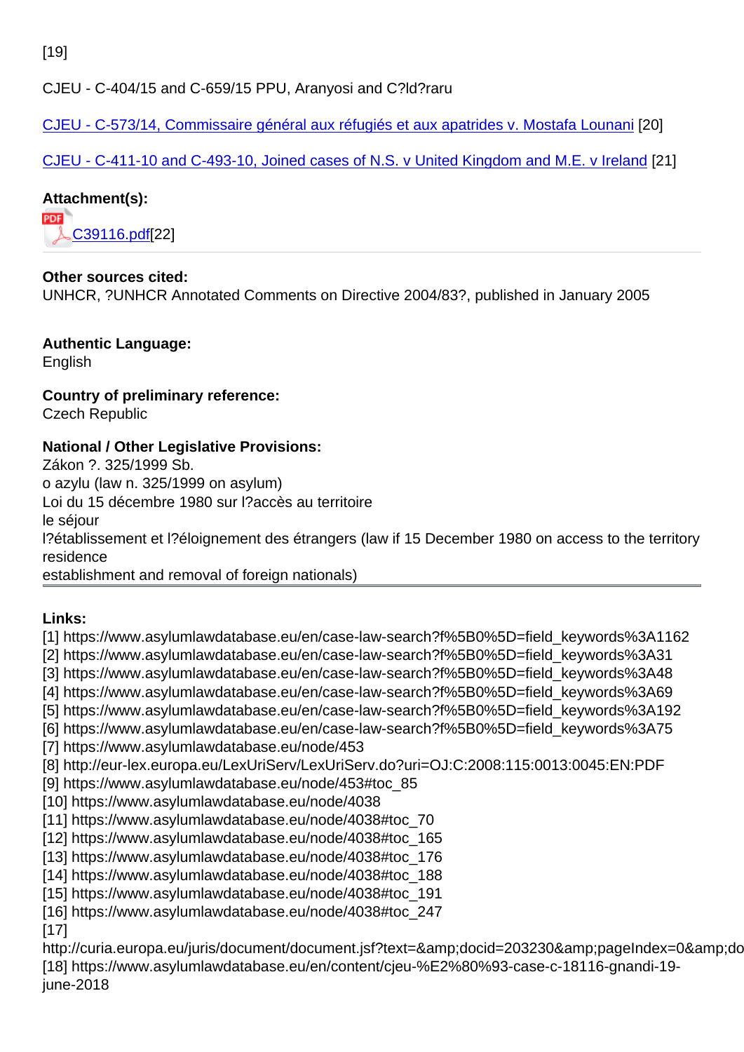[19]

CJEU - C-404/15 and C-659/15 PPU, Aranyosi and C?ld?raru

CJEU - C-573/14, Commissaire général aux réfugiés et aux apatrides v. Mostafa Lounani [20]

CJEU - C-411-10 and C-493-10, Joined cases of N.S. v United Kingdom and M.E. v Ireland [21]

**Attachment(s):**

C39116.pdf[22]

**Other sources cited:**
UNHCR, ?UNHCR Annotated Comments on Directive 2004/83?, published in January 2005

**Authentic Language:**
English

**Country of preliminary reference:**
Czech Republic

**National / Other Legislative Provisions:**
Zákon ?. 325/1999 Sb.
o azylu (law n. 325/1999 on asylum)
Loi du 15 décembre 1980 sur l?accès au territoire
le séjour
l?établissement et l?éloignement des étrangers (law if 15 December 1980 on access to the territory
residence
establishment and removal of foreign nationals)

**Links:**
[1] https://www.asylumlawdatabase.eu/en/case-law-search?f%5B0%5D=field_keywords%3A1162
[2] https://www.asylumlawdatabase.eu/en/case-law-search?f%5B0%5D=field_keywords%3A31
[3] https://www.asylumlawdatabase.eu/en/case-law-search?f%5B0%5D=field_keywords%3A48
[4] https://www.asylumlawdatabase.eu/en/case-law-search?f%5B0%5D=field_keywords%3A69
[5] https://www.asylumlawdatabase.eu/en/case-law-search?f%5B0%5D=field_keywords%3A192
[6] https://www.asylumlawdatabase.eu/en/case-law-search?f%5B0%5D=field_keywords%3A75
[7] https://www.asylumlawdatabase.eu/node/453
[8] http://eur-lex.europa.eu/LexUriServ/LexUriServ.do?uri=OJ:C:2008:115:0013:0045:EN:PDF
[9] https://www.asylumlawdatabase.eu/node/453#toc_85
[10] https://www.asylumlawdatabase.eu/node/4038
[11] https://www.asylumlawdatabase.eu/node/4038#toc_70
[12] https://www.asylumlawdatabase.eu/node/4038#toc_165
[13] https://www.asylumlawdatabase.eu/node/4038#toc_176
[14] https://www.asylumlawdatabase.eu/node/4038#toc_188
[15] https://www.asylumlawdatabase.eu/node/4038#toc_191
[16] https://www.asylumlawdatabase.eu/node/4038#toc_247
[17]
http://curia.europa.eu/juris/document/document.jsf?text=&amp;docid=203230&amp;pageIndex=0&amp;do
[18] https://www.asylumlawdatabase.eu/en/content/cjeu-%E2%80%93-case-c-18116-gnandi-19-june-2018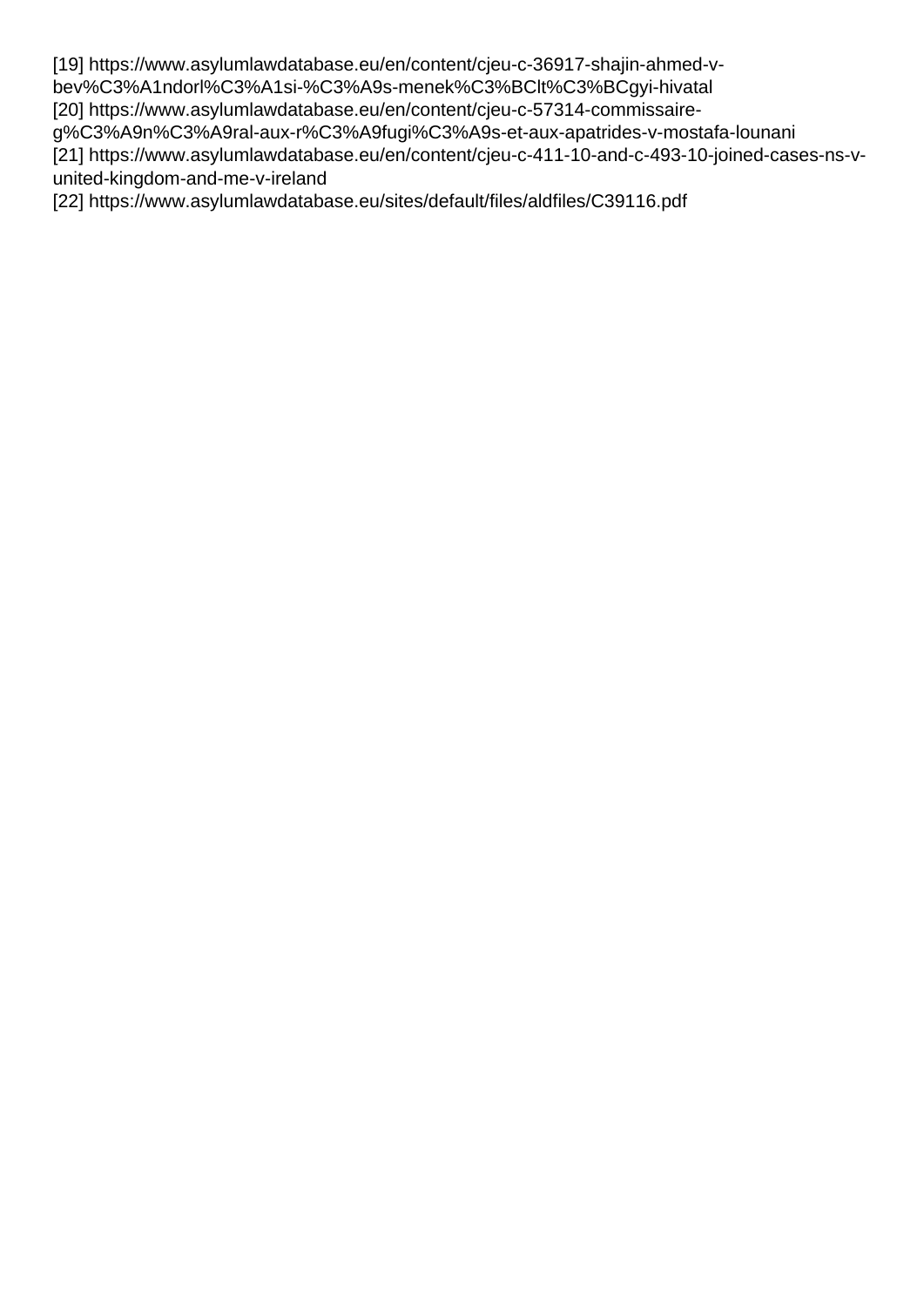[19] https://www.asylumlawdatabase.eu/en/content/cjeu-c-36917-shajin-ahmed-v-bev%C3%A1ndorl%C3%A1si-%C3%A9s-menek%C3%BClt%C3%BCgyi-hivatal
[20] https://www.asylumlawdatabase.eu/en/content/cjeu-c-57314-commissaire-g%C3%A9n%C3%A9ral-aux-r%C3%A9fugi%C3%A9s-et-aux-apatrides-v-mostafa-lounani
[21] https://www.asylumlawdatabase.eu/en/content/cjeu-c-411-10-and-c-493-10-joined-cases-ns-v-united-kingdom-and-me-v-ireland
[22] https://www.asylumlawdatabase.eu/sites/default/files/aldfiles/C39116.pdf